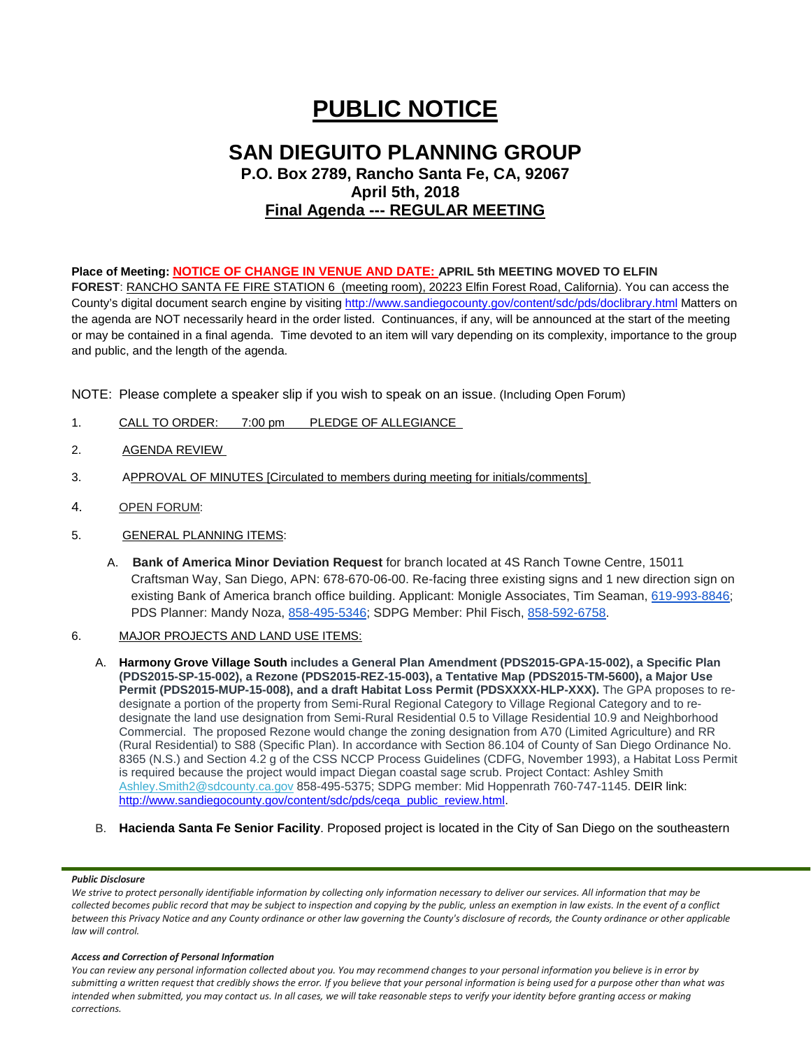# PUBLIC NOTICE

## SAN DIEGUITO PLANNING GROUP

**P.O. Box 2789, Rancho Santa Fe, CA, 92067**
**April 5th, 2018**
**Final Agenda --- REGULAR MEETING**

**Place of Meeting: NOTICE OF CHANGE IN VENUE AND DATE: APRIL 5th MEETING MOVED TO ELFIN FOREST**: RANCHO SANTA FE FIRE STATION 6 (meeting room), 20223 Elfin Forest Road, California). You can access the County's digital document search engine by visiting http://www.sandiegocounty.gov/content/sdc/pds/doclibrary.html Matters on the agenda are NOT necessarily heard in the order listed. Continuances, if any, will be announced at the start of the meeting or may be contained in a final agenda. Time devoted to an item will vary depending on its complexity, importance to the group and public, and the length of the agenda.

NOTE: Please complete a speaker slip if you wish to speak on an issue. (Including Open Forum)

1. CALL TO ORDER: 7:00 pm PLEDGE OF ALLEGIANCE
2. AGENDA REVIEW
3. APPROVAL OF MINUTES [Circulated to members during meeting for initials/comments]
4. OPEN FORUM:
5. GENERAL PLANNING ITEMS:
   A. **Bank of America Minor Deviation Request** for branch located at 4S Ranch Towne Centre, 15011 Craftsman Way, San Diego, APN: 678-670-06-00. Re-facing three existing signs and 1 new direction sign on existing Bank of America branch office building. Applicant: Monigle Associates, Tim Seaman, 619-993-8846; PDS Planner: Mandy Noza, 858-495-5346; SDPG Member: Phil Fisch, 858-592-6758.
6. MAJOR PROJECTS AND LAND USE ITEMS:
   A. **Harmony Grove Village South includes a General Plan Amendment (PDS2015-GPA-15-002), a Specific Plan (PDS2015-SP-15-002), a Rezone (PDS2015-REZ-15-003), a Tentative Map (PDS2015-TM-5600), a Major Use Permit (PDS2015-MUP-15-008), and a draft Habitat Loss Permit (PDSXXXX-HLP-XXX).** The GPA proposes to re-designate a portion of the property from Semi-Rural Regional Category to Village Regional Category and to re-designate the land use designation from Semi-Rural Residential 0.5 to Village Residential 10.9 and Neighborhood Commercial. The proposed Rezone would change the zoning designation from A70 (Limited Agriculture) and RR (Rural Residential) to S88 (Specific Plan). In accordance with Section 86.104 of County of San Diego Ordinance No. 8365 (N.S.) and Section 4.2 g of the CSS NCCP Process Guidelines (CDFG, November 1993), a Habitat Loss Permit is required because the project would impact Diegan coastal sage scrub. Project Contact: Ashley Smith Ashley.Smith2@sdcounty.ca.gov 858-495-5375; SDPG member: Mid Hoppenrath 760-747-1145. DEIR link: http://www.sandiegocounty.gov/content/sdc/pds/ceqa_public_review.html.
   B. **Hacienda Santa Fe Senior Facility**. Proposed project is located in the City of San Diego on the southeastern

***Public Disclosure***

*We strive to protect personally identifiable information by collecting only information necessary to deliver our services. All information that may be collected becomes public record that may be subject to inspection and copying by the public, unless an exemption in law exists. In the event of a conflict between this Privacy Notice and any County ordinance or other law governing the County's disclosure of records, the County ordinance or other applicable law will control.*

***Access and Correction of Personal Information***

*You can review any personal information collected about you. You may recommend changes to your personal information you believe is in error by submitting a written request that credibly shows the error. If you believe that your personal information is being used for a purpose other than what was intended when submitted, you may contact us. In all cases, we will take reasonable steps to verify your identity before granting access or making corrections.*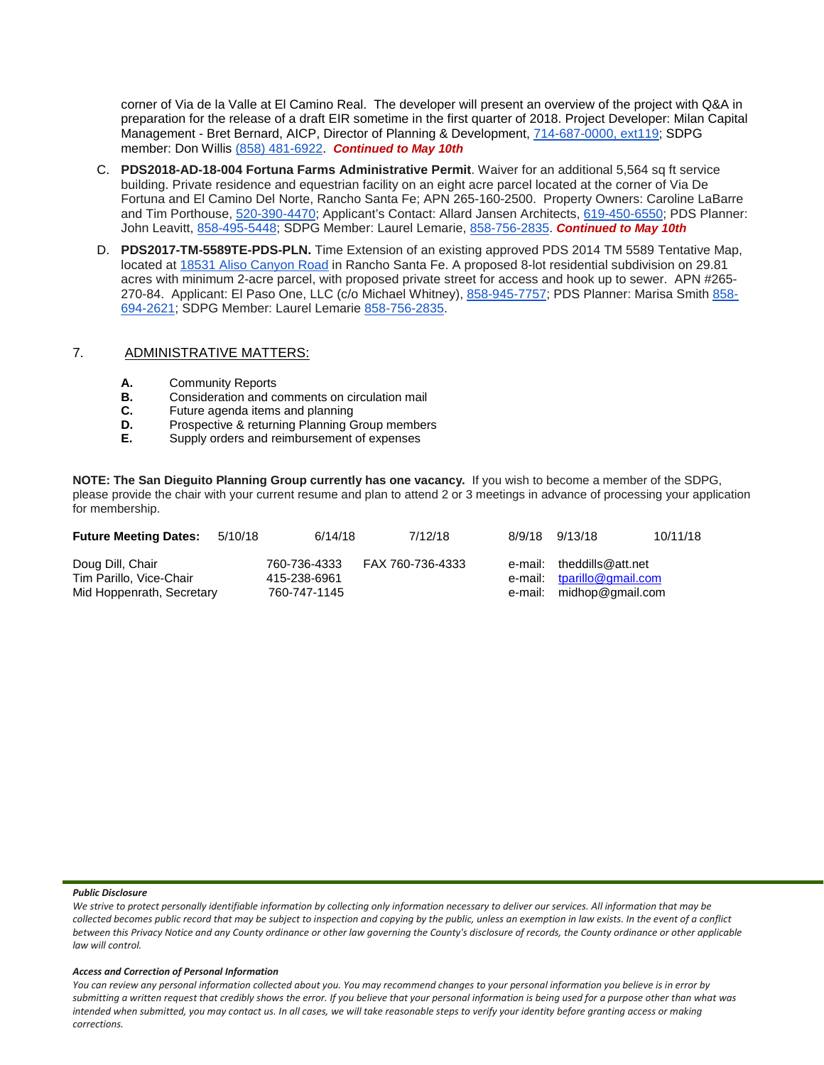corner of Via de la Valle at El Camino Real. The developer will present an overview of the project with Q&A in preparation for the release of a draft EIR sometime in the first quarter of 2018. Project Developer: Milan Capital Management - Bret Bernard, AICP, Director of Planning & Development, 714-687-0000, ext119; SDPG member: Don Willis (858) 481-6922. ***Continued to May 10th***

C. **PDS2018-AD-18-004 Fortuna Farms Administrative Permit**. Waiver for an additional 5,564 sq ft service building. Private residence and equestrian facility on an eight acre parcel located at the corner of Via De Fortuna and El Camino Del Norte, Rancho Santa Fe; APN 265-160-2500. Property Owners: Caroline LaBarre and Tim Porthouse, 520-390-4470; Applicant's Contact: Allard Jansen Architects, 619-450-6550; PDS Planner: John Leavitt, 858-495-5448; SDPG Member: Laurel Lemarie, 858-756-2835. ***Continued to May 10th***

D. **PDS2017-TM-5589TE-PDS-PLN.** Time Extension of an existing approved PDS 2014 TM 5589 Tentative Map, located at 18531 Aliso Canyon Road in Rancho Santa Fe. A proposed 8-lot residential subdivision on 29.81 acres with minimum 2-acre parcel, with proposed private street for access and hook up to sewer. APN #265-270-84. Applicant: El Paso One, LLC (c/o Michael Whitney), 858-945-7757; PDS Planner: Marisa Smith 858-694-2621; SDPG Member: Laurel Lemarie 858-756-2835.

7. ADMINISTRATIVE MATTERS:

**A.** Community Reports
**B.** Consideration and comments on circulation mail
**C.** Future agenda items and planning
**D.** Prospective & returning Planning Group members
**E.** Supply orders and reimbursement of expenses

**NOTE: The San Dieguito Planning Group currently has one vacancy.** If you wish to become a member of the SDPG, please provide the chair with your current resume and plan to attend 2 or 3 meetings in advance of processing your application for membership.

**Future Meeting Dates:** 5/10/18 6/14/18 7/12/18 8/9/18 9/13/18 10/11/18

| | | | |
|---|---|---|---|
| Doug Dill, Chair | 760-736-4333 | FAX 760-736-4333 | e-mail: theddills@att.net |
| Tim Parillo, Vice-Chair | 415-238-6961 | | e-mail: tparillo@gmail.com |
| Mid Hoppenrath, Secretary | 760-747-1145 | | e-mail: midhop@gmail.com |

***Public Disclosure***

*We strive to protect personally identifiable information by collecting only information necessary to deliver our services. All information that may be collected becomes public record that may be subject to inspection and copying by the public, unless an exemption in law exists. In the event of a conflict between this Privacy Notice and any County ordinance or other law governing the County's disclosure of records, the County ordinance or other applicable law will control.*

***Access and Correction of Personal Information***

*You can review any personal information collected about you. You may recommend changes to your personal information you believe is in error by submitting a written request that credibly shows the error. If you believe that your personal information is being used for a purpose other than what was intended when submitted, you may contact us. In all cases, we will take reasonable steps to verify your identity before granting access or making corrections.*